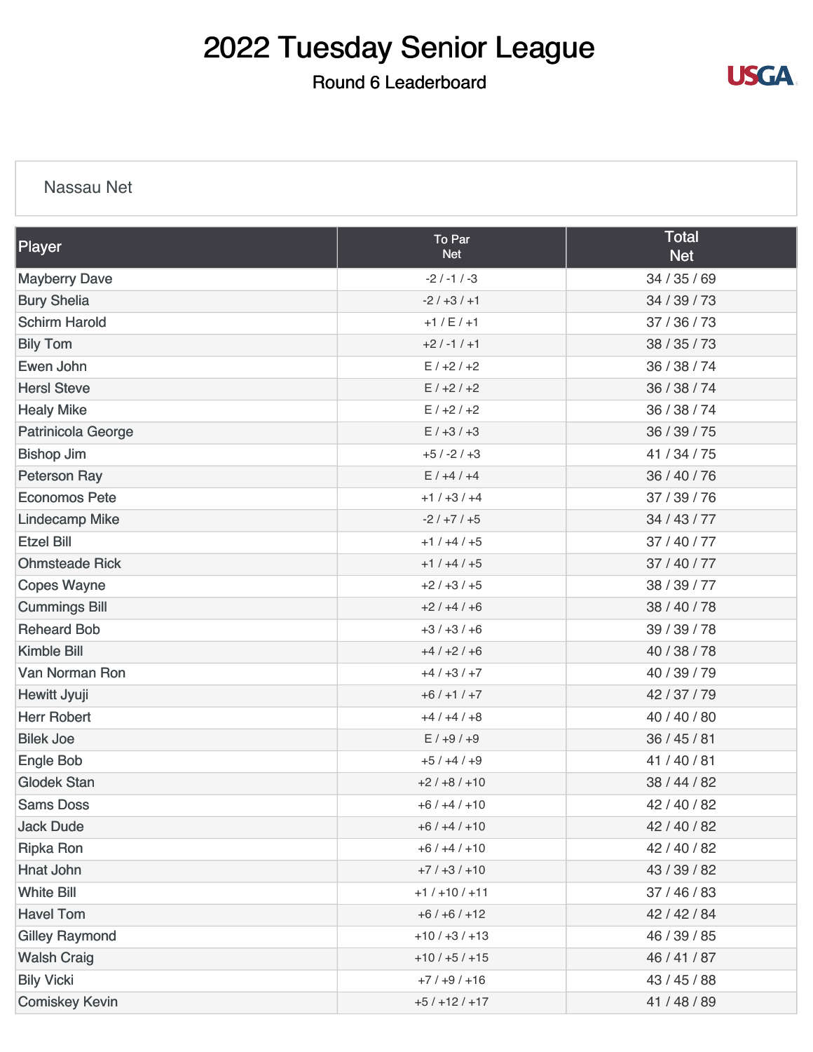# 2022 Tuesday Senior League

## Round 6 Leaderboard

Nassau Net

| Player | To Par Net | Total Net |
|---|---|---|
| Mayberry Dave | -2 / -1 / -3 | 34 / 35 / 69 |
| Bury Shelia | -2 / +3 / +1 | 34 / 39 / 73 |
| Schirm Harold | +1 / E / +1 | 37 / 36 / 73 |
| Bily Tom | +2 / -1 / +1 | 38 / 35 / 73 |
| Ewen John | E / +2 / +2 | 36 / 38 / 74 |
| Hersl Steve | E / +2 / +2 | 36 / 38 / 74 |
| Healy Mike | E / +2 / +2 | 36 / 38 / 74 |
| Patrinicola George | E / +3 / +3 | 36 / 39 / 75 |
| Bishop Jim | +5 / -2 / +3 | 41 / 34 / 75 |
| Peterson Ray | E / +4 / +4 | 36 / 40 / 76 |
| Economos Pete | +1 / +3 / +4 | 37 / 39 / 76 |
| Lindecamp Mike | -2 / +7 / +5 | 34 / 43 / 77 |
| Etzel Bill | +1 / +4 / +5 | 37 / 40 / 77 |
| Ohmsteade Rick | +1 / +4 / +5 | 37 / 40 / 77 |
| Copes Wayne | +2 / +3 / +5 | 38 / 39 / 77 |
| Cummings Bill | +2 / +4 / +6 | 38 / 40 / 78 |
| Reheard Bob | +3 / +3 / +6 | 39 / 39 / 78 |
| Kimble Bill | +4 / +2 / +6 | 40 / 38 / 78 |
| Van Norman Ron | +4 / +3 / +7 | 40 / 39 / 79 |
| Hewitt Jyuji | +6 / +1 / +7 | 42 / 37 / 79 |
| Herr Robert | +4 / +4 / +8 | 40 / 40 / 80 |
| Bilek Joe | E / +9 / +9 | 36 / 45 / 81 |
| Engle Bob | +5 / +4 / +9 | 41 / 40 / 81 |
| Glodek Stan | +2 / +8 / +10 | 38 / 44 / 82 |
| Sams Doss | +6 / +4 / +10 | 42 / 40 / 82 |
| Jack Dude | +6 / +4 / +10 | 42 / 40 / 82 |
| Ripka Ron | +6 / +4 / +10 | 42 / 40 / 82 |
| Hnat John | +7 / +3 / +10 | 43 / 39 / 82 |
| White Bill | +1 / +10 / +11 | 37 / 46 / 83 |
| Havel Tom | +6 / +6 / +12 | 42 / 42 / 84 |
| Gilley Raymond | +10 / +3 / +13 | 46 / 39 / 85 |
| Walsh Craig | +10 / +5 / +15 | 46 / 41 / 87 |
| Bily Vicki | +7 / +9 / +16 | 43 / 45 / 88 |
| Comiskey Kevin | +5 / +12 / +17 | 41 / 48 / 89 |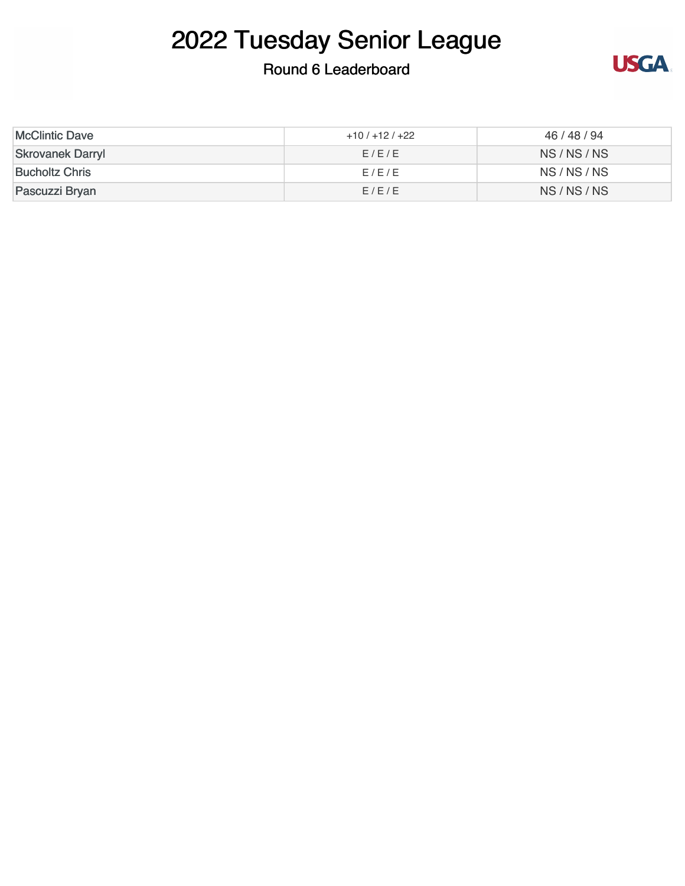# 2022 Tuesday Senior League

## Round 6 Leaderboard

| | | |
|---|---|---|
| McClintic Dave | +10 / +12 / +22 | 46 / 48 / 94 |
| Skrovanek Darryl | E / E / E | NS / NS / NS |
| Bucholtz Chris | E / E / E | NS / NS / NS |
| Pascuzzi Bryan | E / E / E | NS / NS / NS |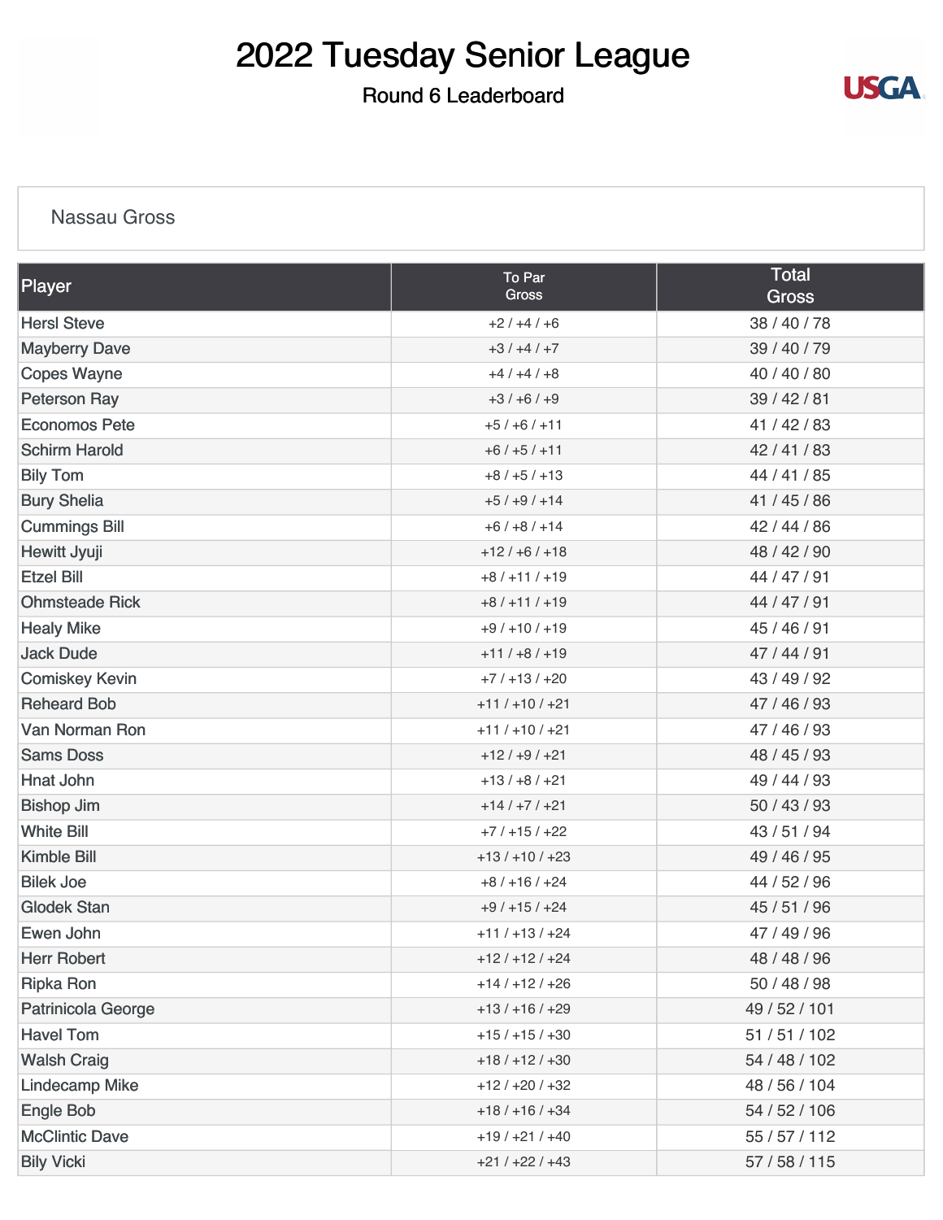# 2022 Tuesday Senior League

Round 6 Leaderboard

Nassau Gross

| Player | To Par Gross | Total Gross |
| --- | --- | --- |
| Hersl Steve | +2 / +4 / +6 | 38 / 40 / 78 |
| Mayberry Dave | +3 / +4 / +7 | 39 / 40 / 79 |
| Copes Wayne | +4 / +4 / +8 | 40 / 40 / 80 |
| Peterson Ray | +3 / +6 / +9 | 39 / 42 / 81 |
| Economos Pete | +5 / +6 / +11 | 41 / 42 / 83 |
| Schirm Harold | +6 / +5 / +11 | 42 / 41 / 83 |
| Bily Tom | +8 / +5 / +13 | 44 / 41 / 85 |
| Bury Shelia | +5 / +9 / +14 | 41 / 45 / 86 |
| Cummings Bill | +6 / +8 / +14 | 42 / 44 / 86 |
| Hewitt Jyuji | +12 / +6 / +18 | 48 / 42 / 90 |
| Etzel Bill | +8 / +11 / +19 | 44 / 47 / 91 |
| Ohmsteade Rick | +8 / +11 / +19 | 44 / 47 / 91 |
| Healy Mike | +9 / +10 / +19 | 45 / 46 / 91 |
| Jack Dude | +11 / +8 / +19 | 47 / 44 / 91 |
| Comiskey Kevin | +7 / +13 / +20 | 43 / 49 / 92 |
| Reheard Bob | +11 / +10 / +21 | 47 / 46 / 93 |
| Van Norman Ron | +11 / +10 / +21 | 47 / 46 / 93 |
| Sams Doss | +12 / +9 / +21 | 48 / 45 / 93 |
| Hnat John | +13 / +8 / +21 | 49 / 44 / 93 |
| Bishop Jim | +14 / +7 / +21 | 50 / 43 / 93 |
| White Bill | +7 / +15 / +22 | 43 / 51 / 94 |
| Kimble Bill | +13 / +10 / +23 | 49 / 46 / 95 |
| Bilek Joe | +8 / +16 / +24 | 44 / 52 / 96 |
| Glodek Stan | +9 / +15 / +24 | 45 / 51 / 96 |
| Ewen John | +11 / +13 / +24 | 47 / 49 / 96 |
| Herr Robert | +12 / +12 / +24 | 48 / 48 / 96 |
| Ripka Ron | +14 / +12 / +26 | 50 / 48 / 98 |
| Patrinicola George | +13 / +16 / +29 | 49 / 52 / 101 |
| Havel Tom | +15 / +15 / +30 | 51 / 51 / 102 |
| Walsh Craig | +18 / +12 / +30 | 54 / 48 / 102 |
| Lindecamp Mike | +12 / +20 / +32 | 48 / 56 / 104 |
| Engle Bob | +18 / +16 / +34 | 54 / 52 / 106 |
| McClintic Dave | +19 / +21 / +40 | 55 / 57 / 112 |
| Bily Vicki | +21 / +22 / +43 | 57 / 58 / 115 |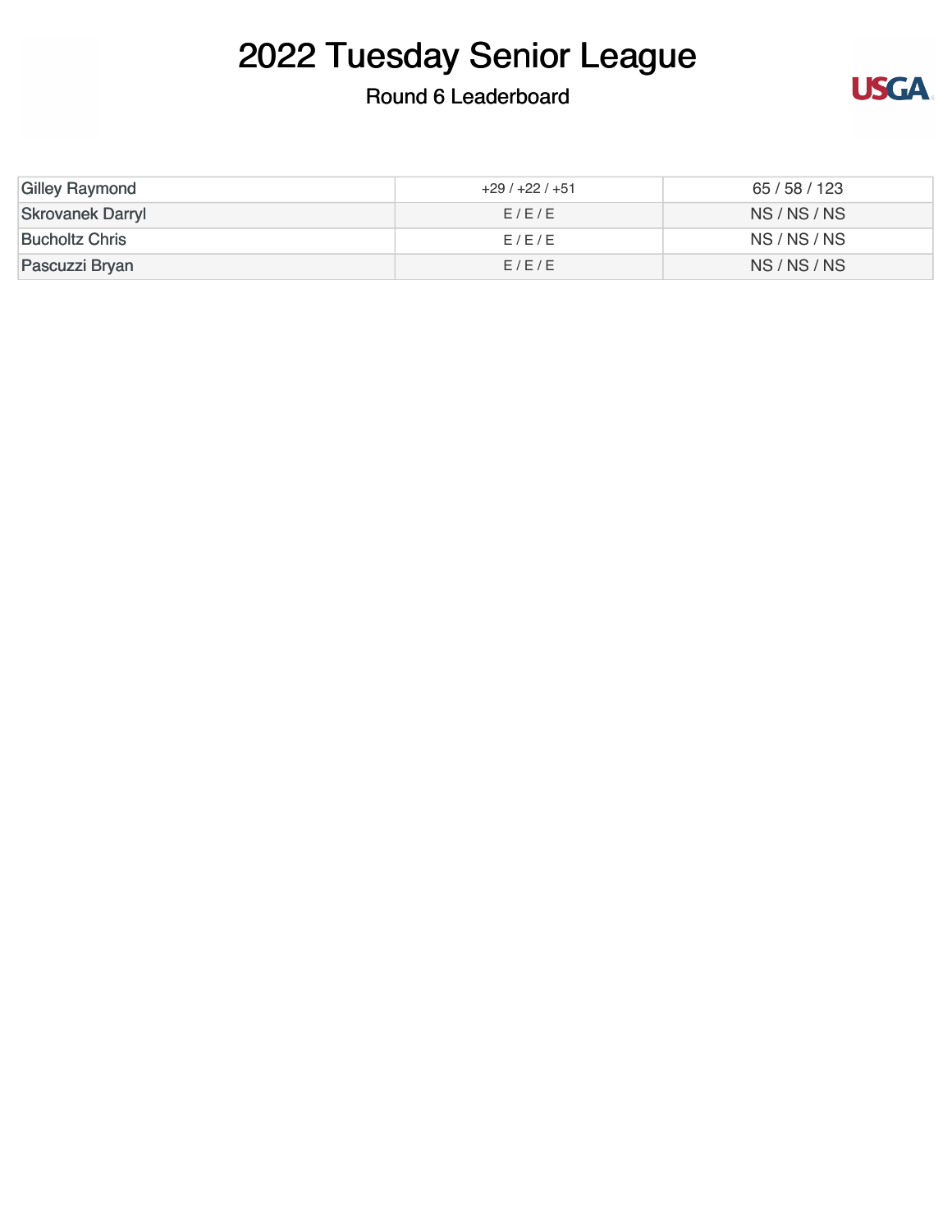# 2022 Tuesday Senior League

## Round 6 Leaderboard

| | | |
|---|---|---|
| Gilley Raymond | +29 / +22 / +51 | 65 / 58 / 123 |
| Skrovanek Darryl | E / E / E | NS / NS / NS |
| Bucholtz Chris | E / E / E | NS / NS / NS |
| Pascuzzi Bryan | E / E / E | NS / NS / NS |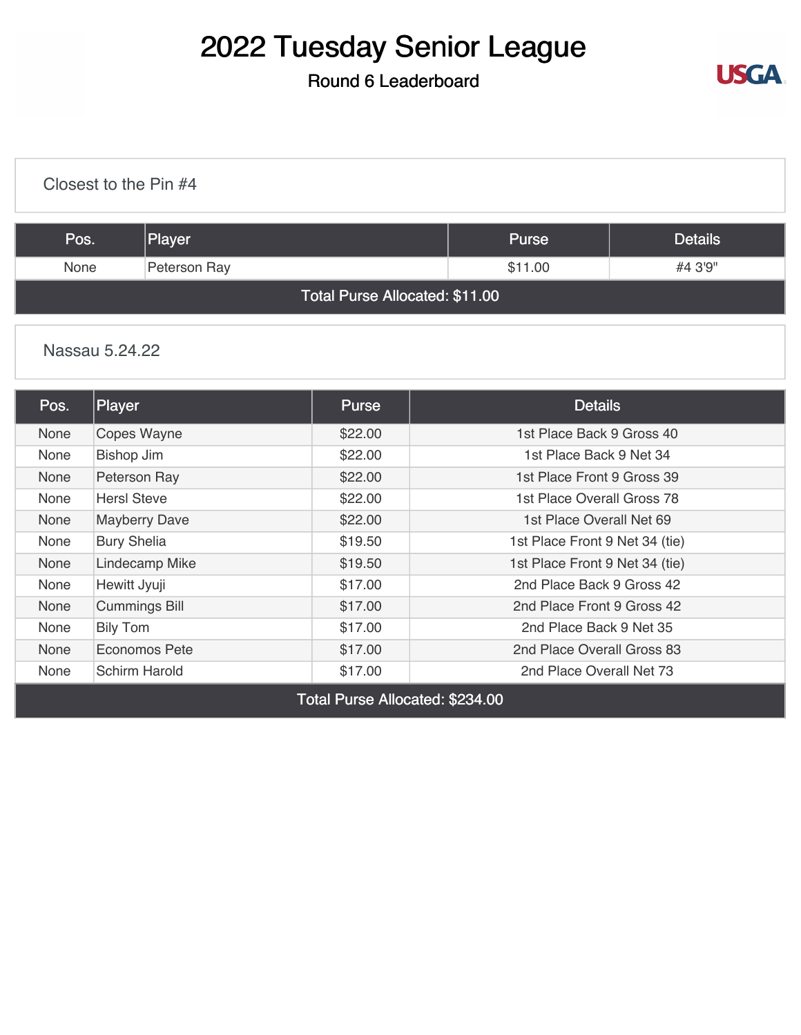# 2022 Tuesday Senior League

## Round 6 Leaderboard

### Closest to the Pin #4

| Pos. | Player | Purse | Details |
|---|---|---|---|
| None | Peterson Ray | $11.00 | #4 3'9" |
| Total Purse Allocated: $11.00 | | | |

### Nassau 5.24.22

| Pos. | Player | Purse | Details |
|---|---|---|---|
| None | Copes Wayne | $22.00 | 1st Place Back 9 Gross 40 |
| None | Bishop Jim | $22.00 | 1st Place Back 9 Net 34 |
| None | Peterson Ray | $22.00 | 1st Place Front 9 Gross 39 |
| None | Hersl Steve | $22.00 | 1st Place Overall Gross 78 |
| None | Mayberry Dave | $22.00 | 1st Place Overall Net 69 |
| None | Bury Shelia | $19.50 | 1st Place Front 9 Net 34 (tie) |
| None | Lindecamp Mike | $19.50 | 1st Place Front 9 Net 34 (tie) |
| None | Hewitt Jyuji | $17.00 | 2nd Place Back 9 Gross 42 |
| None | Cummings Bill | $17.00 | 2nd Place Front 9 Gross 42 |
| None | Bily Tom | $17.00 | 2nd Place Back 9 Net 35 |
| None | Economos Pete | $17.00 | 2nd Place Overall Gross 83 |
| None | Schirm Harold | $17.00 | 2nd Place Overall Net 73 |
| Total Purse Allocated: $234.00 | | | |